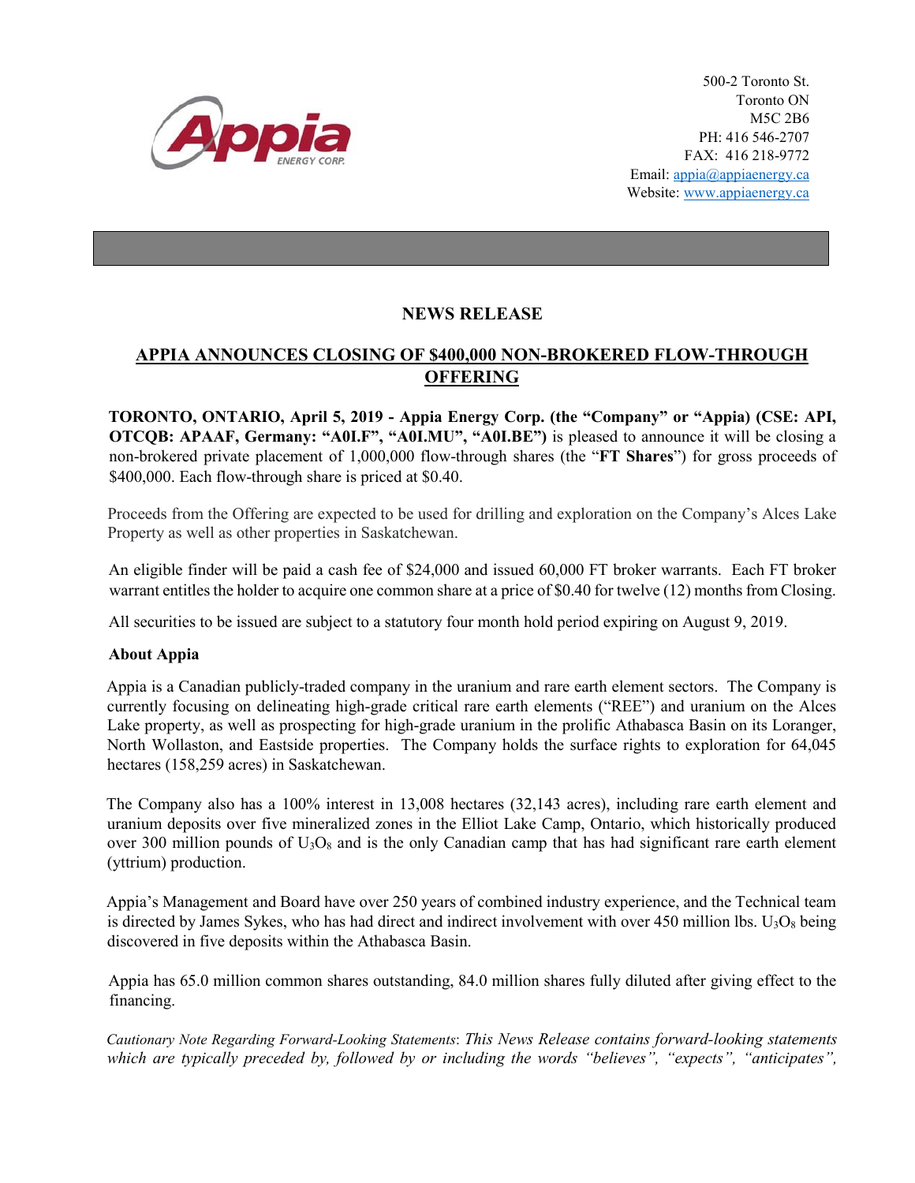500-2 Toronto St.
Toronto ON
M5C 2B6
PH: 416 546-2707
FAX: 416 218-9772
Email: appia@appiaenergy.ca
Website: www.appiaenergy.ca

# NEWS RELEASE

## APPIA ANNOUNCES CLOSING OF $400,000 NON-BROKERED FLOW-THROUGH OFFERING

**TORONTO, ONTARIO, April 5, 2019 - Appia Energy Corp. (the "Company" or "Appia) (CSE: API, OTCQB: APAAF, Germany: "A0I.F", "A0I.MU", "A0I.BE")** is pleased to announce it will be closing a non-brokered private placement of 1,000,000 flow-through shares (the "**FT Shares**") for gross proceeds of $400,000. Each flow-through share is priced at $0.40.

Proceeds from the Offering are expected to be used for drilling and exploration on the Company's Alces Lake Property as well as other properties in Saskatchewan.

An eligible finder will be paid a cash fee of $24,000 and issued 60,000 FT broker warrants. Each FT broker warrant entitles the holder to acquire one common share at a price of $0.40 for twelve (12) months from Closing.

All securities to be issued are subject to a statutory four month hold period expiring on August 9, 2019.

**About Appia**

Appia is a Canadian publicly-traded company in the uranium and rare earth element sectors. The Company is currently focusing on delineating high-grade critical rare earth elements ("REE") and uranium on the Alces Lake property, as well as prospecting for high-grade uranium in the prolific Athabasca Basin on its Loranger, North Wollaston, and Eastside properties. The Company holds the surface rights to exploration for 64,045 hectares (158,259 acres) in Saskatchewan.

The Company also has a 100% interest in 13,008 hectares (32,143 acres), including rare earth element and uranium deposits over five mineralized zones in the Elliot Lake Camp, Ontario, which historically produced over 300 million pounds of $U_3O_8$ and is the only Canadian camp that has had significant rare earth element (yttrium) production.

Appia's Management and Board have over 250 years of combined industry experience, and the Technical team is directed by James Sykes, who has had direct and indirect involvement with over 450 million lbs. $U_3O_8$ being discovered in five deposits within the Athabasca Basin.

Appia has 65.0 million common shares outstanding, 84.0 million shares fully diluted after giving effect to the financing.

*Cautionary Note Regarding Forward-Looking Statements: This News Release contains forward-looking statements which are typically preceded by, followed by or including the words "believes", "expects", "anticipates",*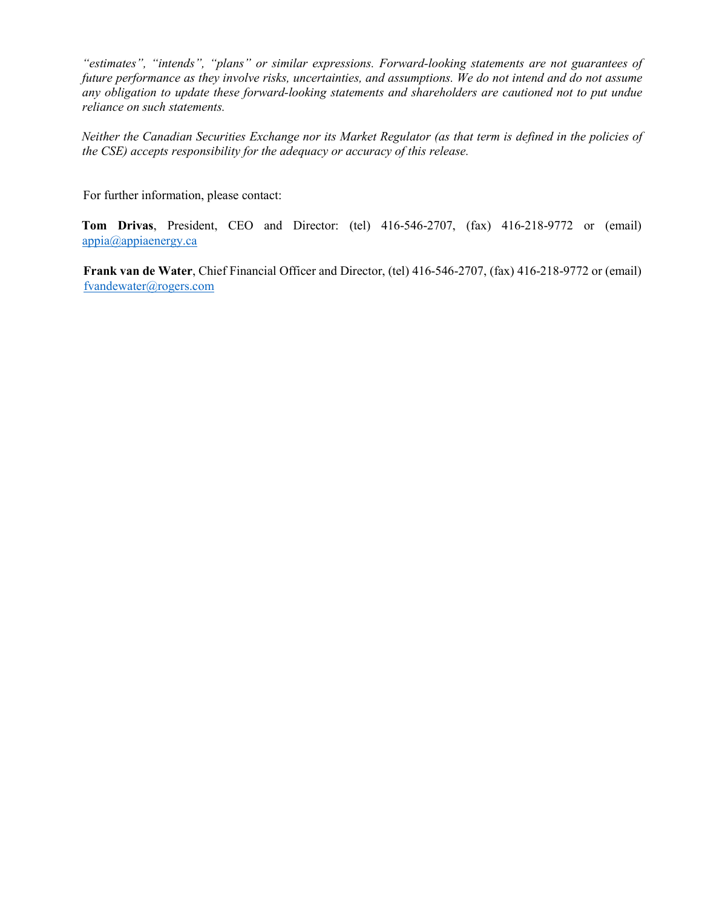*"estimates", "intends", "plans" or similar expressions. Forward-looking statements are not guarantees of future performance as they involve risks, uncertainties, and assumptions. We do not intend and do not assume any obligation to update these forward-looking statements and shareholders are cautioned not to put undue reliance on such statements.*

*Neither the Canadian Securities Exchange nor its Market Regulator (as that term is defined in the policies of the CSE) accepts responsibility for the adequacy or accuracy of this release.*

For further information, please contact:

**Tom Drivas**, President, CEO and Director: (tel) 416-546-2707, (fax) 416-218-9772 or (email) appia@appiaenergy.ca

**Frank van de Water**, Chief Financial Officer and Director, (tel) 416-546-2707, (fax) 416-218-9772 or (email) fvandewater@rogers.com